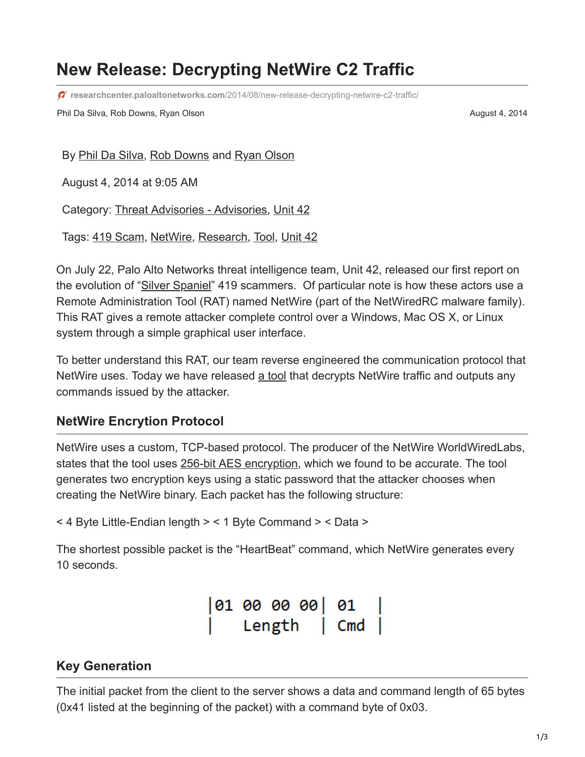# New Release: Decrypting NetWire C2 Traffic

researchcenter.paloaltonetworks.com/2014/08/new-release-decrypting-netwire-c2-traffic/

Phil Da Silva, Rob Downs, Ryan Olson — August 4, 2014

By Phil Da Silva, Rob Downs and Ryan Olson

August 4, 2014 at 9:05 AM

Category: Threat Advisories - Advisories, Unit 42

Tags: 419 Scam, NetWire, Research, Tool, Unit 42

On July 22, Palo Alto Networks threat intelligence team, Unit 42, released our first report on the evolution of "Silver Spaniel" 419 scammers. Of particular note is how these actors use a Remote Administration Tool (RAT) named NetWire (part of the NetWiredRC malware family). This RAT gives a remote attacker complete control over a Windows, Mac OS X, or Linux system through a simple graphical user interface.

To better understand this RAT, our team reverse engineered the communication protocol that NetWire uses. Today we have released a tool that decrypts NetWire traffic and outputs any commands issued by the attacker.

## NetWire Encryption Protocol

NetWire uses a custom, TCP-based protocol. The producer of the NetWire WorldWiredLabs, states that the tool uses 256-bit AES encryption, which we found to be accurate. The tool generates two encryption keys using a static password that the attacker chooses when creating the NetWire binary. Each packet has the following structure:

< 4 Byte Little-Endian length > < 1 Byte Command > < Data >

The shortest possible packet is the "HeartBeat" command, which NetWire generates every 10 seconds.

```
|01 00 00 00| 01   |
|   Length  | Cmd  |
```

## Key Generation

The initial packet from the client to the server shows a data and command length of 65 bytes (0x41 listed at the beginning of the packet) with a command byte of 0x03.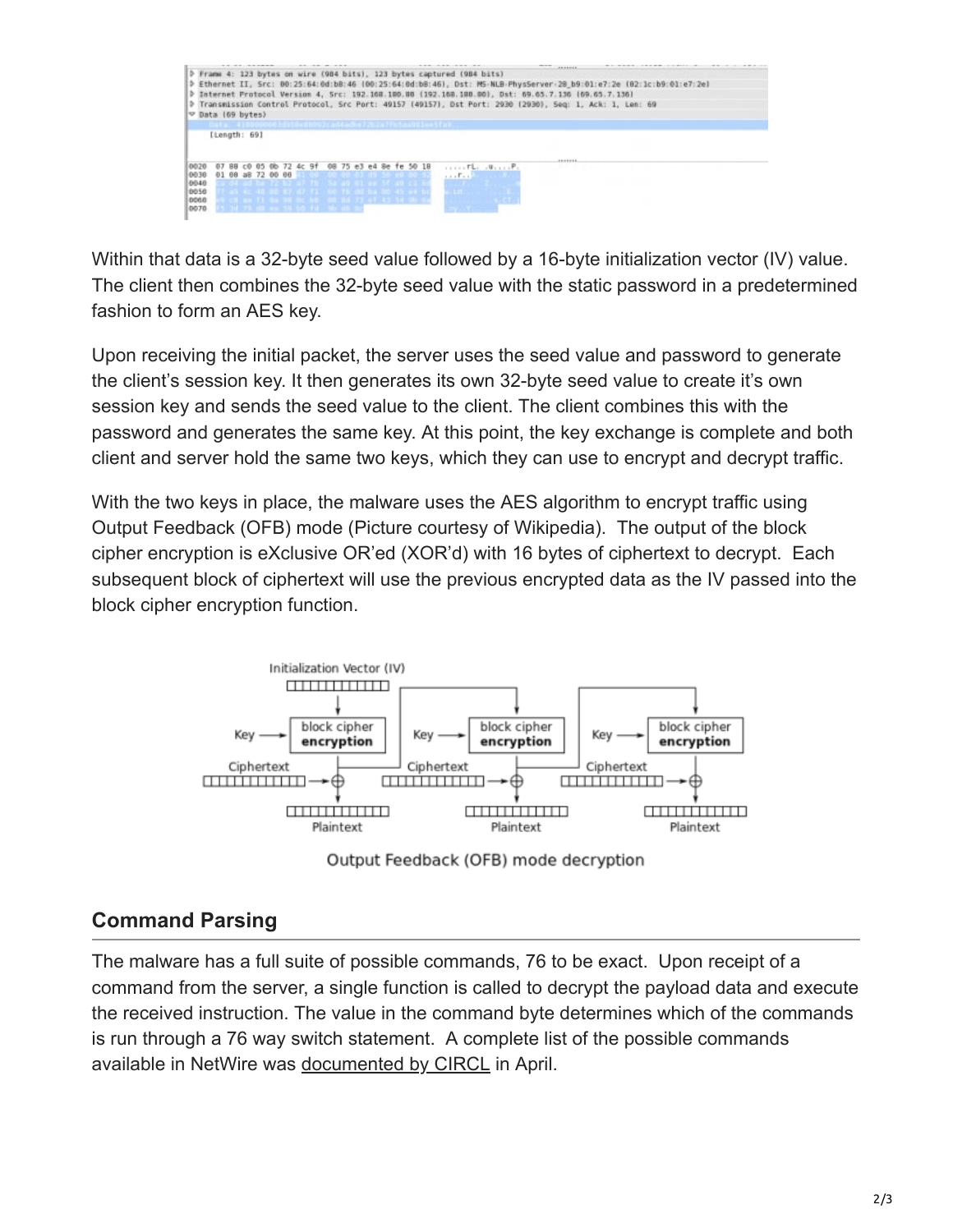Within that data is a 32-byte seed value followed by a 16-byte initialization vector (IV) value. The client then combines the 32-byte seed value with the static password in a predetermined fashion to form an AES key.

Upon receiving the initial packet, the server uses the seed value and password to generate the client's session key. It then generates its own 32-byte seed value to create it's own session key and sends the seed value to the client. The client combines this with the password and generates the same key. At this point, the key exchange is complete and both client and server hold the same two keys, which they can use to encrypt and decrypt traffic.

With the two keys in place, the malware uses the AES algorithm to encrypt traffic using Output Feedback (OFB) mode (Picture courtesy of Wikipedia). The output of the block cipher encryption is eXclusive OR'ed (XOR'd) with 16 bytes of ciphertext to decrypt. Each subsequent block of ciphertext will use the previous encrypted data as the IV passed into the block cipher encryption function.

Output Feedback (OFB) mode decryption

## Command Parsing

The malware has a full suite of possible commands, 76 to be exact. Upon receipt of a command from the server, a single function is called to decrypt the payload data and execute the received instruction. The value in the command byte determines which of the commands is run through a 76 way switch statement. A complete list of the possible commands available in NetWire was documented by CIRCL in April.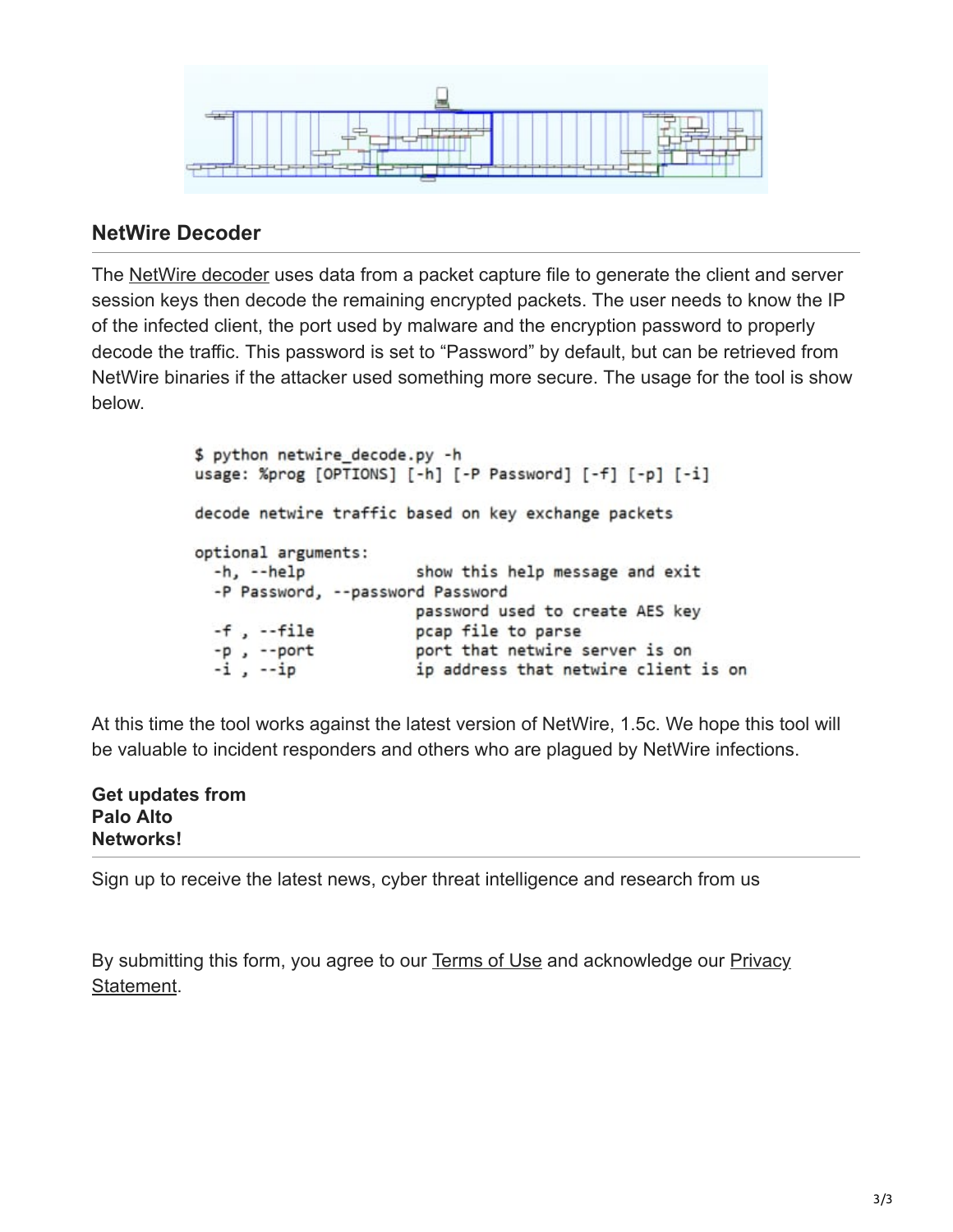## NetWire Decoder

The NetWire decoder uses data from a packet capture file to generate the client and server session keys then decode the remaining encrypted packets. The user needs to know the IP of the infected client, the port used by malware and the encryption password to properly decode the traffic. This password is set to “Password” by default, but can be retrieved from NetWire binaries if the attacker used something more secure. The usage for the tool is show below.

```
$ python netwire_decode.py -h
usage: %prog [OPTIONS] [-h] [-P Password] [-f] [-p] [-i]

decode netwire traffic based on key exchange packets

optional arguments:
  -h, --help            show this help message and exit
  -P Password, --password Password
                        password used to create AES key
  -f , --file           pcap file to parse
  -p , --port           port that netwire server is on
  -i , --ip             ip address that netwire client is on
```

At this time the tool works against the latest version of NetWire, 1.5c. We hope this tool will be valuable to incident responders and others who are plagued by NetWire infections.

**Get updates from Palo Alto Networks!**

Sign up to receive the latest news, cyber threat intelligence and research from us

By submitting this form, you agree to our Terms of Use and acknowledge our Privacy Statement.